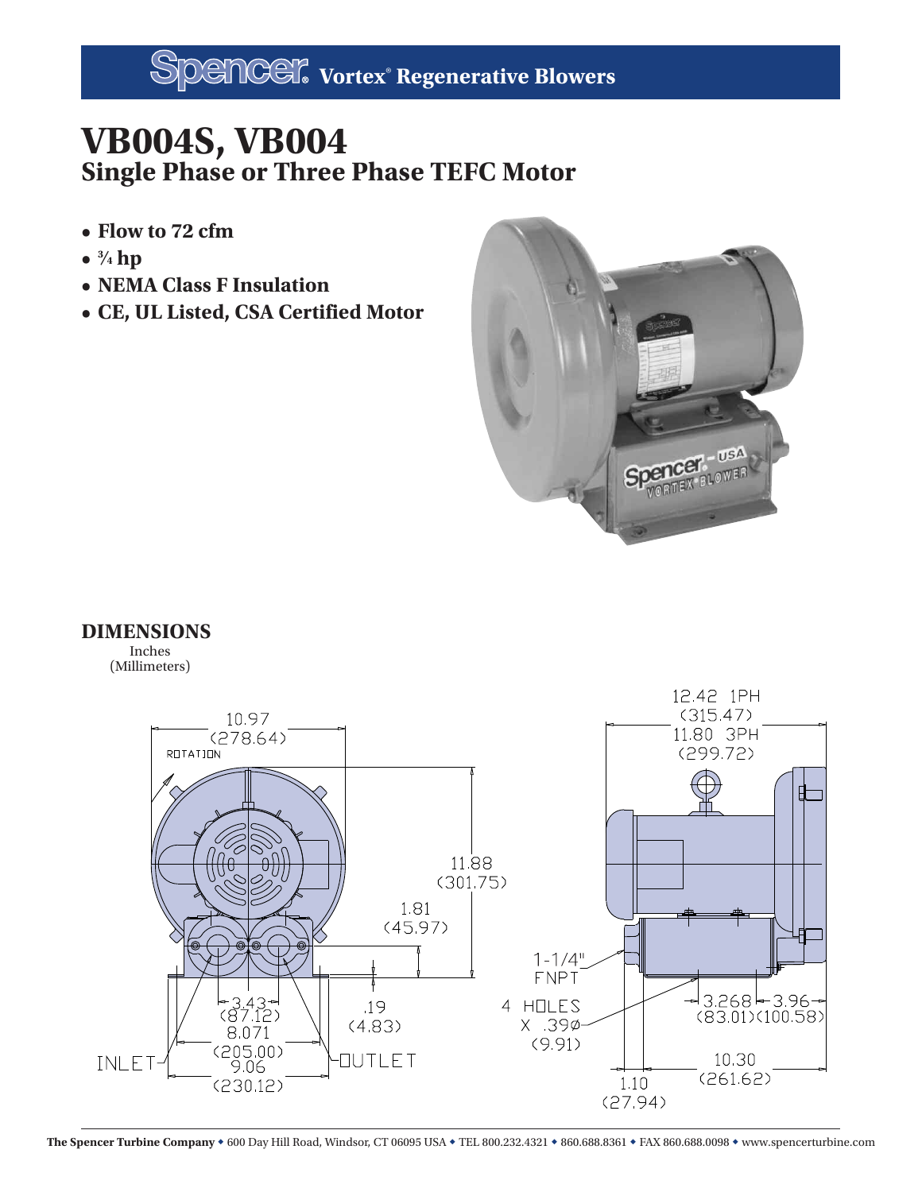# Spencer® Vortex® Regenerative Blowers

# VB004S, VB004

## Single Phase or Three Phase TEFC Motor

- **Flow to 72 cfm**
- **¾ hp**
- **NEMA Class F Insulation**
- **CE, UL Listed, CSA Certified Motor**

## DIMENSIONS

Inches
(Millimeters)

10.97 (278.64)
ROTATION
11.88 (301.75)
1.81 (45.97)
.19 (4.83)
3.43 (87.12)
8.071 (205.00)
9.06 (230.12)
INLET
OUTLET

12.42 1PH (315.47)
11.80 3PH (299.72)
1-1/4" FNPT
4 HOLES X .390 (9.91)
3.268 (83.01)
3.96 (100.58)
10.30 (261.62)
1.10 (27.94)

**The Spencer Turbine Company** ◆ 600 Day Hill Road, Windsor, CT 06095 USA ◆ TEL 800.232.4321 ◆ 860.688.8361 ◆ FAX 860.688.0098 ◆ www.spencerturbine.com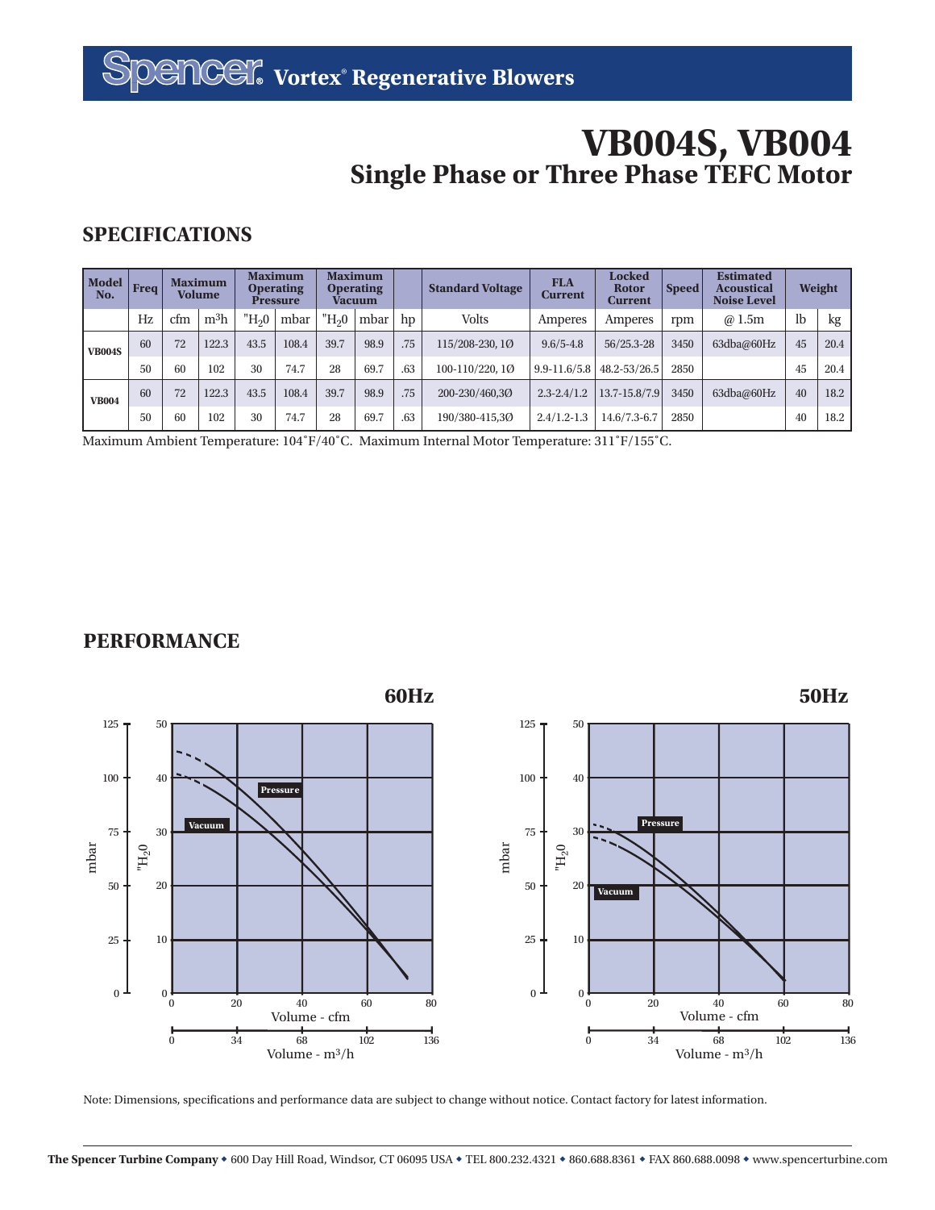Spencer® Vortex® Regenerative Blowers

# VB004S, VB004

## Single Phase or Three Phase TEFC Motor

## SPECIFICATIONS

| Model No. | Freq | Maximum Volume | | Maximum Operating Pressure | | Maximum Operating Vacuum | | | Standard Voltage | FLA Current | Locked Rotor Current | Speed | Estimated Acoustical Noise Level | Weight | |
|---|---|---|---|---|---|---|---|---|---|---|---|---|---|---|---|
| | Hz | cfm | $m^3h$ | "$H_20$ | mbar | "$H_20$ | mbar | hp | Volts | Amperes | Amperes | rpm | @ 1.5m | lb | kg |
| VB004S | 60 | 72 | 122.3 | 43.5 | 108.4 | 39.7 | 98.9 | .75 | 115/208-230, 1Ø | 9.6/5-4.8 | 56/25.3-28 | 3450 | 63dba@60Hz | 45 | 20.4 |
| | 50 | 60 | 102 | 30 | 74.7 | 28 | 69.7 | .63 | 100-110/220, 1Ø | 9.9-11.6/5.8 | 48.2-53/26.5 | 2850 | | 45 | 20.4 |
| VB004 | 60 | 72 | 122.3 | 43.5 | 108.4 | 39.7 | 98.9 | .75 | 200-230/460,3Ø | 2.3-2.4/1.2 | 13.7-15.8/7.9 | 3450 | 63dba@60Hz | 40 | 18.2 |
| | 50 | 60 | 102 | 30 | 74.7 | 28 | 69.7 | .63 | 190/380-415,3Ø | 2.4/1.2-1.3 | 14.6/7.3-6.7 | 2850 | | 40 | 18.2 |

Maximum Ambient Temperature: 104˚F/40˚C. Maximum Internal Motor Temperature: 311˚F/155˚C.

## PERFORMANCE

60Hz

Pressure
Vacuum
mbar: 0, 25, 50, 75, 100, 125
"$H_20$: 0, 10, 20, 30, 40, 50
Volume - cfm: 0, 20, 40, 60, 80
Volume - $m^3$/h: 0, 34, 68, 102, 136

50Hz

Pressure
Vacuum
mbar: 0, 25, 50, 75, 100, 125
"$H_20$: 0, 10, 20, 30, 40, 50
Volume - cfm: 0, 20, 40, 60, 80
Volume - $m^3$/h: 0, 34, 68, 102, 136

Note: Dimensions, specifications and performance data are subject to change without notice. Contact factory for latest information.

**The Spencer Turbine Company** ◆ 600 Day Hill Road, Windsor, CT 06095 USA ◆ TEL 800.232.4321 ◆ 860.688.8361 ◆ FAX 860.688.0098 ◆ www.spencerturbine.com